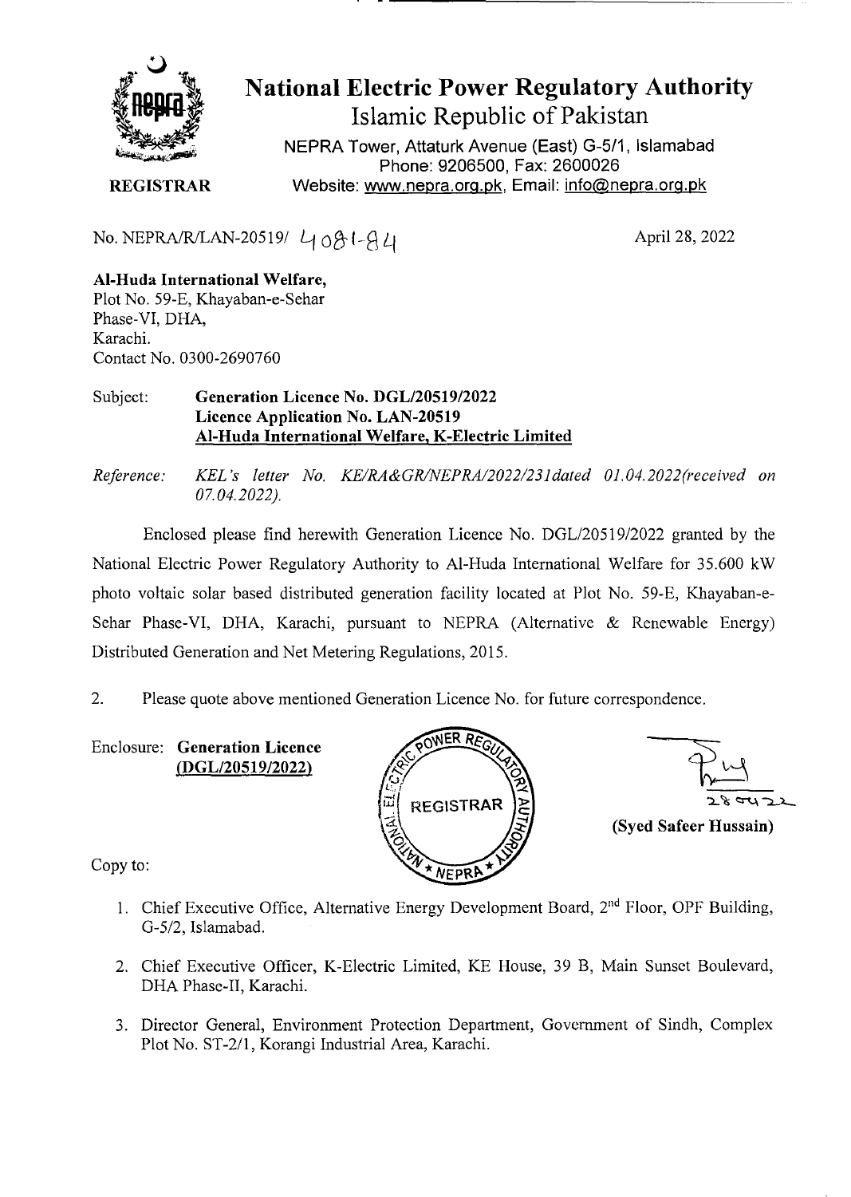# National Electric Power Regulatory Authority

## Islamic Republic of Pakistan

NEPRA Tower, Attaturk Avenue (East) G-5/1, Islamabad
Phone: 9206500, Fax: 2600026
Website: www.nepra.org.pk, Email: info@nepra.org.pk

**REGISTRAR**

No. NEPRA/R/LAN-20519/ 4081-84

April 28, 2022

**Al-Huda International Welfare,**
Plot No. 59-E, Khayaban-e-Sehar
Phase-VI, DHA,
Karachi.
Contact No. 0300-2690760

Subject: **Generation Licence No. DGL/20519/2022**
**Licence Application No. LAN-20519**
**Al-Huda International Welfare, K-Electric Limited**

*Reference: KEL's letter No. KE/RA&GR/NEPRA/2022/231dated 01.04.2022(received on 07.04.2022).*

Enclosed please find herewith Generation Licence No. DGL/20519/2022 granted by the National Electric Power Regulatory Authority to Al-Huda International Welfare for 35.600 kW photo voltaic solar based distributed generation facility located at Plot No. 59-E, Khayaban-e-Sehar Phase-VI, DHA, Karachi, pursuant to NEPRA (Alternative & Renewable Energy) Distributed Generation and Net Metering Regulations, 2015.

2. Please quote above mentioned Generation Licence No. for future correspondence.

Enclosure: **Generation Licence (DGL/20519/2022)**

28.04.22

**(Syed Safeer Hussain)**

Copy to:

1. Chief Executive Office, Alternative Energy Development Board, 2nd Floor, OPF Building, G-5/2, Islamabad.
2. Chief Executive Officer, K-Electric Limited, KE House, 39 B, Main Sunset Boulevard, DHA Phase-II, Karachi.
3. Director General, Environment Protection Department, Government of Sindh, Complex Plot No. ST-2/1, Korangi Industrial Area, Karachi.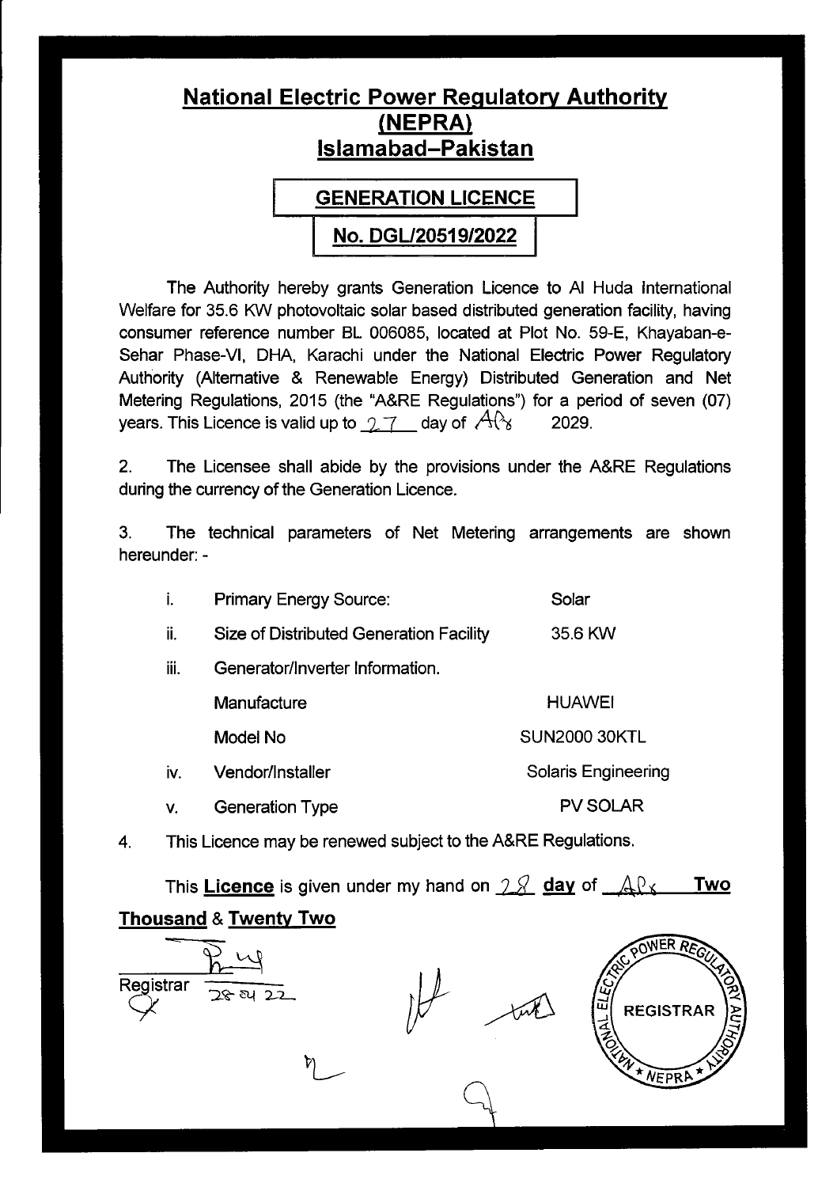# National Electric Power Regulatory Authority (NEPRA) Islamabad–Pakistan

## GENERATION LICENCE

## No. DGL/20519/2022

The Authority hereby grants Generation Licence to Al Huda International Welfare for 35.6 KW photovoltaic solar based distributed generation facility, having consumer reference number BL 006085, located at Plot No. 59-E, Khayaban-e-Sehar Phase-VI, DHA, Karachi under the National Electric Power Regulatory Authority (Alternative & Renewable Energy) Distributed Generation and Net Metering Regulations, 2015 (the "A&RE Regulations") for a period of seven (07) years. This Licence is valid up to 27 day of Apr 2029.

2. The Licensee shall abide by the provisions under the A&RE Regulations during the currency of the Generation Licence.

3. The technical parameters of Net Metering arrangements are shown hereunder: -

| | | |
|---|---|---|
| i. | Primary Energy Source: | Solar |
| ii. | Size of Distributed Generation Facility | 35.6 KW |
| iii. | Generator/Inverter Information. | |
| | Manufacture | HUAWEI |
| | Model No | SUN2000 30KTL |
| iv. | Vendor/Installer | Solaris Engineering |
| v. | Generation Type | PV SOLAR |

4. This Licence may be renewed subject to the A&RE Regulations.

This **Licence** is given under my hand on 28 **day** of Apr **Two Thousand** & **Twenty Two**

Registrar
28 04 22

REGISTRAR
NATIONAL ELECTRIC POWER REGULATORY AUTHORITY
NEPRA